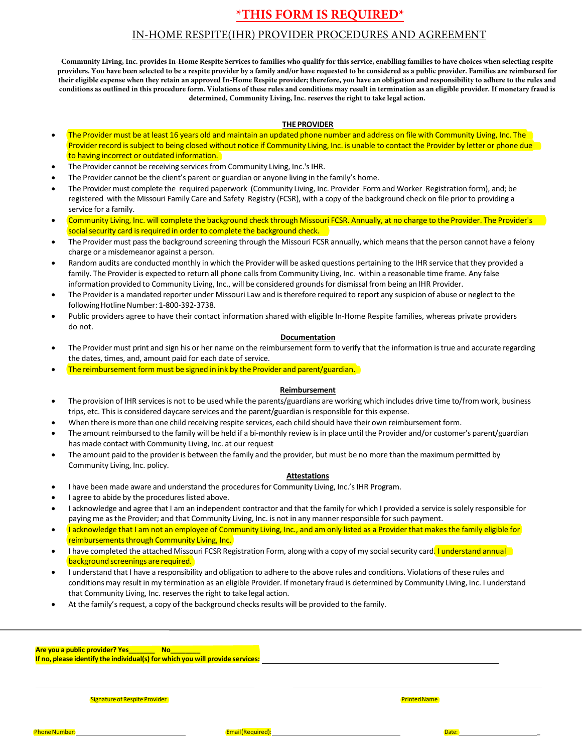# *THIS FORM IS REQUIRED*

## IN-HOME RESPITE(IHR) PROVIDER PROCEDURES AND AGREEMENT

**Community Living, Inc. provides In-Home Respite Services to families who qualify for this service, enablling families to have choices when selecting respite providers. You have been selected to be a respite provider by a family and/or have requested to be considered as a public provider. Families are reimbursed for their eligible expense when they retain an approved In-Home Respite provider; therefore, you have an obligation and responsibility to adhere to the rules and conditions as outlined in this procedure form. Violations of these rules and conditions may result in termination as an eligible provider. If monetary fraud is determined, Community Living, Inc. reserves the right to take legal action.**

### THE PROVIDER

- The Provider must be at least 16 years old and maintain an updated phone number and address on file with Community Living, Inc. The Provider record is subject to being closed without notice if Community Living, Inc. is unable to contact the Provider by letter or phone due to having incorrect or outdated information.
- The Provider cannot be receiving services from Community Living, Inc.'s IHR.
- The Provider cannot be the client's parent or guardian or anyone living in the family's home.
- The Provider must complete the required paperwork (Community Living, Inc. Provider Form and Worker Registration form), and; be registered with the Missouri Family Care and Safety Registry (FCSR), with a copy of the background check on file prior to providing a service for a family.
- Community Living, Inc. will complete the background check through Missouri FCSR. Annually, at no charge to the Provider. The Provider's social security card is required in order to complete the background check.
- The Provider must pass the background screening through the Missouri FCSR annually, which means that the person cannot have a felony charge or a misdemeanor against a person.
- Random audits are conducted monthly in which the Provider will be asked questions pertaining to the IHR service that they provided a family. The Provider is expected to return all phone calls from Community Living, Inc. within a reasonable time frame. Any false information provided to Community Living, Inc., will be considered grounds for dismissal from being an IHR Provider.
- The Provider is a mandated reporter under Missouri Law and is therefore required to report any suspicion of abuse or neglect to the following Hotline Number: 1-800-392-3738.
- Public providers agree to have their contact information shared with eligible In-Home Respite families, whereas private providers do not.

### Documentation

- The Provider must print and sign his or her name on the reimbursement form to verify that the information is true and accurate regarding the dates, times, and, amount paid for each date of service.
- The reimbursement form must be signed in ink by the Provider and parent/guardian.

### Reimbursement

- The provision of IHR services is not to be used while the parents/guardians are working which includes drive time to/from work, business trips, etc. This is considered daycare services and the parent/guardian is responsible for this expense.
- When there is more than one child receiving respite services, each child should have their own reimbursement form.
- The amount reimbursed to the family will be held if a bi-monthly review is in place until the Provider and/or customer's parent/guardian has made contact with Community Living, Inc. at our request
- The amount paid to the provider is between the family and the provider, but must be no more than the maximum permitted by Community Living, Inc. policy.

### Attestations

- I have been made aware and understand the procedures for Community Living, Inc.'s IHR Program.
- I agree to abide by the procedures listed above.
- I acknowledge and agree that I am an independent contractor and that the family for which I provided a service is solely responsible for paying me as the Provider; and that Community Living, Inc. is not in any manner responsible for such payment.
- I acknowledge that I am not an employee of Community Living, Inc., and am only listed as a Provider that makes the family eligible for reimbursements through Community Living, Inc.
- I have completed the attached Missouri FCSR Registration Form, along with a copy of my social security card. I understand annual background screenings are required.
- I understand that I have a responsibility and obligation to adhere to the above rules and conditions. Violations of these rules and conditions may result in my termination as an eligible Provider. If monetary fraud is determined by Community Living, Inc. I understand that Community Living, Inc. reserves the right to take legal action.
- At the family's request, a copy of the background checks results will be provided to the family.

---

**Are you a public provider? Yes_______ No________**
**If no, please identify the individual(s) for which you will provide services:** ______________________________

______________________________ ______________________________

Signature of Respite Provider Printed Name

Phone Number: ____________________ Email(Required): ____________________ Date: ____________________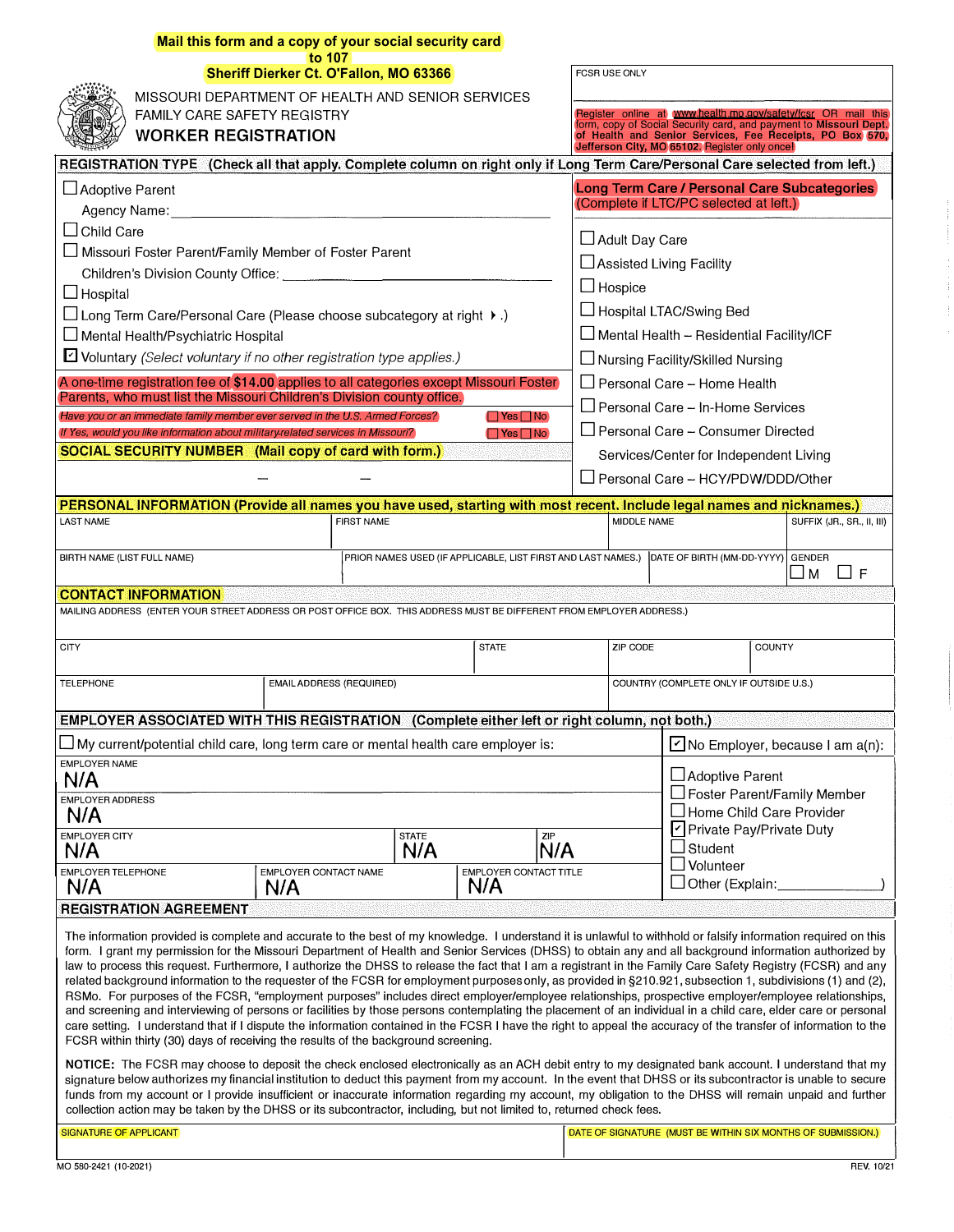**Mail this form and a copy of your social security card to 107 Sheriff Dierker Ct. O'Fallon, MO 63366**

MISSOURI DEPARTMENT OF HEALTH AND SENIOR SERVICES
FAMILY CARE SAFETY REGISTRY
# WORKER REGISTRATION

FCSR USE ONLY

Register online at www.health.mo.gov/safety/fcsr OR mail this form, copy of Social Security card, and payment to **Missouri Dept. of Health and Senior Services, Fee Receipts, PO Box 570, Jefferson City, MO 65102.** Register only once!

## REGISTRATION TYPE (Check all that apply. Complete column on right only if Long Term Care/Personal Care selected from left.)

- ☐ Adoptive Parent
  - Agency Name: ______________________
- ☐ Child Care
- ☐ Missouri Foster Parent/Family Member of Foster Parent
  - Children's Division County Office: ______________________
- ☐ Hospital
- ☐ Long Term Care/Personal Care (Please choose subcategory at right ▸.)
- ☐ Mental Health/Psychiatric Hospital
- ☑ Voluntary *(Select voluntary if no other registration type applies.)*

**Long Term Care / Personal Care Subcategories** (Complete if LTC/PC selected at left.)

- ☐ Adult Day Care
- ☐ Assisted Living Facility
- ☐ Hospice
- ☐ Hospital LTAC/Swing Bed
- ☐ Mental Health – Residential Facility/ICF
- ☐ Nursing Facility/Skilled Nursing
- ☐ Personal Care – Home Health
- ☐ Personal Care – In-Home Services
- ☐ Personal Care – Consumer Directed Services/Center for Independent Living
- ☐ Personal Care – HCY/PDW/DDD/Other

A one-time registration fee of **$14.00** applies to all categories except Missouri Foster Parents, who must list the Missouri Children's Division county office.

*Have you or an immediate family member ever served in the U.S. Armed Forces?* ☐ Yes ☐ No

*If Yes, would you like information about military-related services in Missouri?* ☐ Yes ☐ No

## SOCIAL SECURITY NUMBER (Mail copy of card with form.)

_____ – _____ – _____

## PERSONAL INFORMATION (Provide all names you have used, starting with most recent. Include legal names and nicknames.)

| LAST NAME | FIRST NAME | MIDDLE NAME | SUFFIX (JR., SR., II, III) |
|---|---|---|---|
| | | | |

| BIRTH NAME (LIST FULL NAME) | PRIOR NAMES USED (IF APPLICABLE, LIST FIRST AND LAST NAMES.) | DATE OF BIRTH (MM-DD-YYYY) | GENDER |
|---|---|---|---|
| | | | ☐ M ☐ F |

## CONTACT INFORMATION

MAILING ADDRESS (ENTER YOUR STREET ADDRESS OR POST OFFICE BOX. THIS ADDRESS MUST BE DIFFERENT FROM EMPLOYER ADDRESS.)

| CITY | STATE | ZIP CODE | COUNTY |
|---|---|---|---|
| | | | |

| TELEPHONE | EMAIL ADDRESS (REQUIRED) | COUNTRY (COMPLETE ONLY IF OUTSIDE U.S.) |
|---|---|---|
| | | |

## EMPLOYER ASSOCIATED WITH THIS REGISTRATION (Complete either left or right column, not both.)

☐ My current/potential child care, long term care or mental health care employer is:

| EMPLOYER NAME | | |
|---|---|---|
| N/A | | |
| **EMPLOYER ADDRESS** | | |
| N/A | | |
| **EMPLOYER CITY** | **STATE** | **ZIP** |
| N/A | N/A | N/A |
| **EMPLOYER TELEPHONE** | **EMPLOYER CONTACT NAME** | **EMPLOYER CONTACT TITLE** |
| N/A | N/A | N/A |

☑ No Employer, because I am a(n):

- ☐ Adoptive Parent
- ☐ Foster Parent/Family Member
- ☐ Home Child Care Provider
- ☑ Private Pay/Private Duty
- ☐ Student
- ☐ Volunteer
- ☐ Other (Explain:______________)

## REGISTRATION AGREEMENT

The information provided is complete and accurate to the best of my knowledge. I understand it is unlawful to withhold or falsify information required on this form. I grant my permission for the Missouri Department of Health and Senior Services (DHSS) to obtain any and all background information authorized by law to process this request. Furthermore, I authorize the DHSS to release the fact that I am a registrant in the Family Care Safety Registry (FCSR) and any related background information to the requester of the FCSR for employment purposes only, as provided in §210.921, subsection 1, subdivisions (1) and (2), RSMo. For purposes of the FCSR, "employment purposes" includes direct employer/employee relationships, prospective employer/employee relationships, and screening and interviewing of persons or facilities by those persons contemplating the placement of an individual in a child care, elder care or personal care setting. I understand that if I dispute the information contained in the FCSR I have the right to appeal the accuracy of the transfer of information to the FCSR within thirty (30) days of receiving the results of the background screening.

**NOTICE:** The FCSR may choose to deposit the check enclosed electronically as an ACH debit entry to my designated bank account. I understand that my signature below authorizes my financial institution to deduct this payment from my account. In the event that DHSS or its subcontractor is unable to secure funds from my account or I provide insufficient or inaccurate information regarding my account, my obligation to the DHSS will remain unpaid and further collection action may be taken by the DHSS or its subcontractor, including, but not limited to, returned check fees.

| SIGNATURE OF APPLICANT | DATE OF SIGNATURE (MUST BE WITHIN SIX MONTHS OF SUBMISSION.) |
|---|---|
| | |

MO 580-2421 (10-2021) REV. 10/21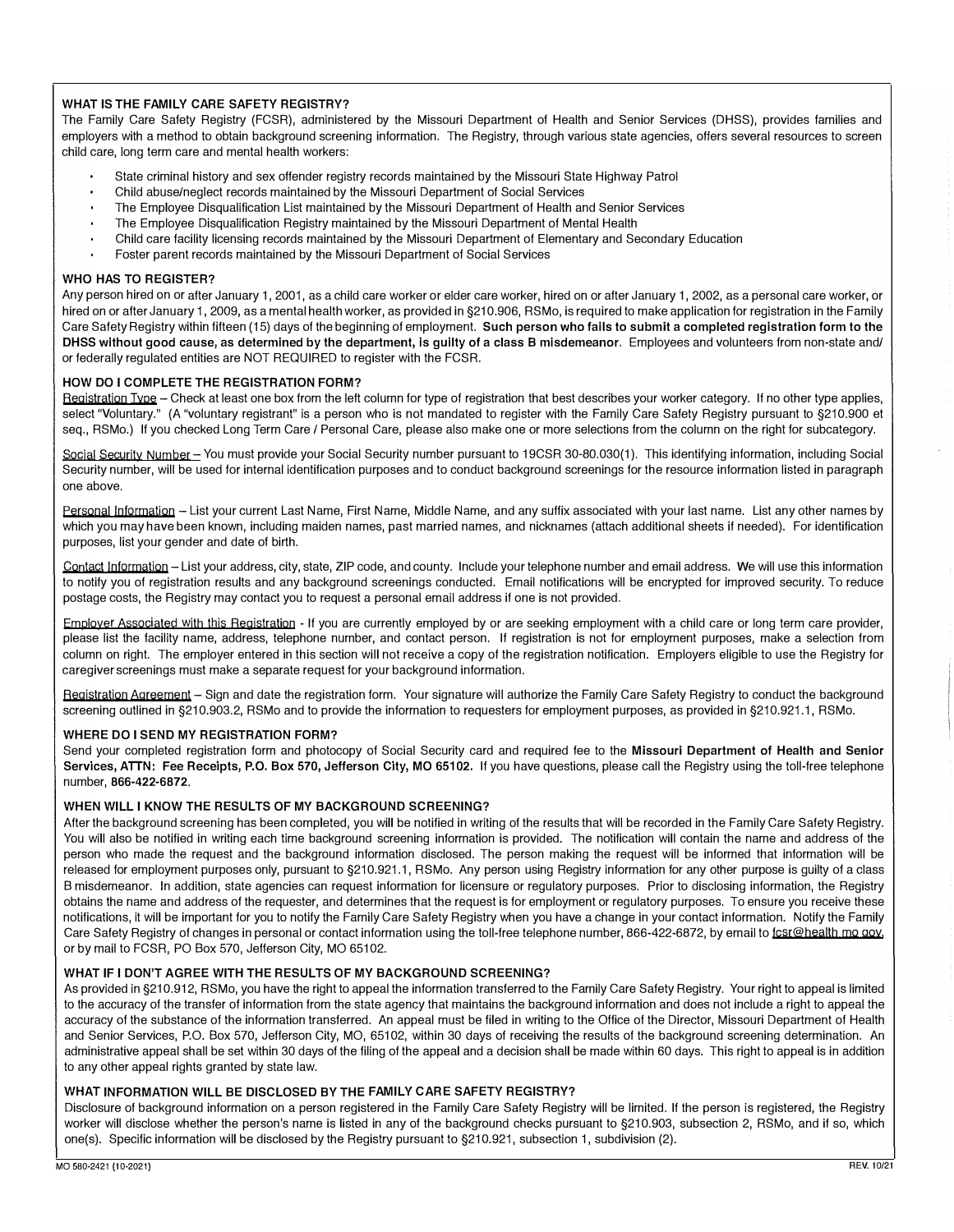## WHAT IS THE FAMILY CARE SAFETY REGISTRY?

The Family Care Safety Registry (FCSR), administered by the Missouri Department of Health and Senior Services (DHSS), provides families and employers with a method to obtain background screening information. The Registry, through various state agencies, offers several resources to screen child care, long term care and mental health workers:

- State criminal history and sex offender registry records maintained by the Missouri State Highway Patrol
- Child abuse/neglect records maintained by the Missouri Department of Social Services
- The Employee Disqualification List maintained by the Missouri Department of Health and Senior Services
- The Employee Disqualification Registry maintained by the Missouri Department of Mental Health
- Child care facility licensing records maintained by the Missouri Department of Elementary and Secondary Education
- Foster parent records maintained by the Missouri Department of Social Services

## WHO HAS TO REGISTER?

Any person hired on or after January 1, 2001, as a child care worker or elder care worker, hired on or after January 1, 2002, as a personal care worker, or hired on or after January 1, 2009, as a mental health worker, as provided in §210.906, RSMo, is required to make application for registration in the Family Care Safety Registry within fifteen (15) days of the beginning of employment. **Such person who fails to submit a completed registration form to the DHSS without good cause, as determined by the department, is guilty of a class B misdemeanor**. Employees and volunteers from non-state and/or federally regulated entities are NOT REQUIRED to register with the FCSR.

## HOW DO I COMPLETE THE REGISTRATION FORM?

Registration Type – Check at least one box from the left column for type of registration that best describes your worker category. If no other type applies, select "Voluntary." (A "voluntary registrant" is a person who is not mandated to register with the Family Care Safety Registry pursuant to §210.900 et seq., RSMo.) If you checked Long Term Care / Personal Care, please also make one or more selections from the column on the right for subcategory.

Social Security Number – You must provide your Social Security number pursuant to 19CSR 30-80.030(1). This identifying information, including Social Security number, will be used for internal identification purposes and to conduct background screenings for the resource information listed in paragraph one above.

Personal Information – List your current Last Name, First Name, Middle Name, and any suffix associated with your last name. List any other names by which you may have been known, including maiden names, past married names, and nicknames (attach additional sheets if needed). For identification purposes, list your gender and date of birth.

Contact Information – List your address, city, state, ZIP code, and county. Include your telephone number and email address. We will use this information to notify you of registration results and any background screenings conducted. Email notifications will be encrypted for improved security. To reduce postage costs, the Registry may contact you to request a personal email address if one is not provided.

Employer Associated with this Registration - If you are currently employed by or are seeking employment with a child care or long term care provider, please list the facility name, address, telephone number, and contact person. If registration is not for employment purposes, make a selection from column on right. The employer entered in this section will not receive a copy of the registration notification. Employers eligible to use the Registry for caregiver screenings must make a separate request for your background information.

Registration Agreement – Sign and date the registration form. Your signature will authorize the Family Care Safety Registry to conduct the background screening outlined in §210.903.2, RSMo and to provide the information to requesters for employment purposes, as provided in §210.921.1, RSMo.

## WHERE DO I SEND MY REGISTRATION FORM?

Send your completed registration form and photocopy of Social Security card and required fee to the **Missouri Department of Health and Senior Services, ATTN: Fee Receipts, P.O. Box 570, Jefferson City, MO 65102.** If you have questions, please call the Registry using the toll-free telephone number, **866-422-6872**.

## WHEN WILL I KNOW THE RESULTS OF MY BACKGROUND SCREENING?

After the background screening has been completed, you will be notified in writing of the results that will be recorded in the Family Care Safety Registry. You will also be notified in writing each time background screening information is provided. The notification will contain the name and address of the person who made the request and the background information disclosed. The person making the request will be informed that information will be released for employment purposes only, pursuant to §210.921.1, RSMo. Any person using Registry information for any other purpose is guilty of a class B misdemeanor. In addition, state agencies can request information for licensure or regulatory purposes. Prior to disclosing information, the Registry obtains the name and address of the requester, and determines that the request is for employment or regulatory purposes. To ensure you receive these notifications, it will be important for you to notify the Family Care Safety Registry when you have a change in your contact information. Notify the Family Care Safety Registry of changes in personal or contact information using the toll-free telephone number, 866-422-6872, by email to fcsr@health.mo.gov, or by mail to FCSR, PO Box 570, Jefferson City, MO 65102.

## WHAT IF I DON'T AGREE WITH THE RESULTS OF MY BACKGROUND SCREENING?

As provided in §210.912, RSMo, you have the right to appeal the information transferred to the Family Care Safety Registry. Your right to appeal is limited to the accuracy of the transfer of information from the state agency that maintains the background information and does not include a right to appeal the accuracy of the substance of the information transferred. An appeal must be filed in writing to the Office of the Director, Missouri Department of Health and Senior Services, P.O. Box 570, Jefferson City, MO, 65102, within 30 days of receiving the results of the background screening determination. An administrative appeal shall be set within 30 days of the filing of the appeal and a decision shall be made within 60 days. This right to appeal is in addition to any other appeal rights granted by state law.

## WHAT INFORMATION WILL BE DISCLOSED BY THE FAMILY CARE SAFETY REGISTRY?

Disclosure of background information on a person registered in the Family Care Safety Registry will be limited. If the person is registered, the Registry worker will disclose whether the person's name is listed in any of the background checks pursuant to §210.903, subsection 2, RSMo, and if so, which one(s). Specific information will be disclosed by the Registry pursuant to §210.921, subsection 1, subdivision (2).

MO 580-2421 (10-2021) REV. 10/21